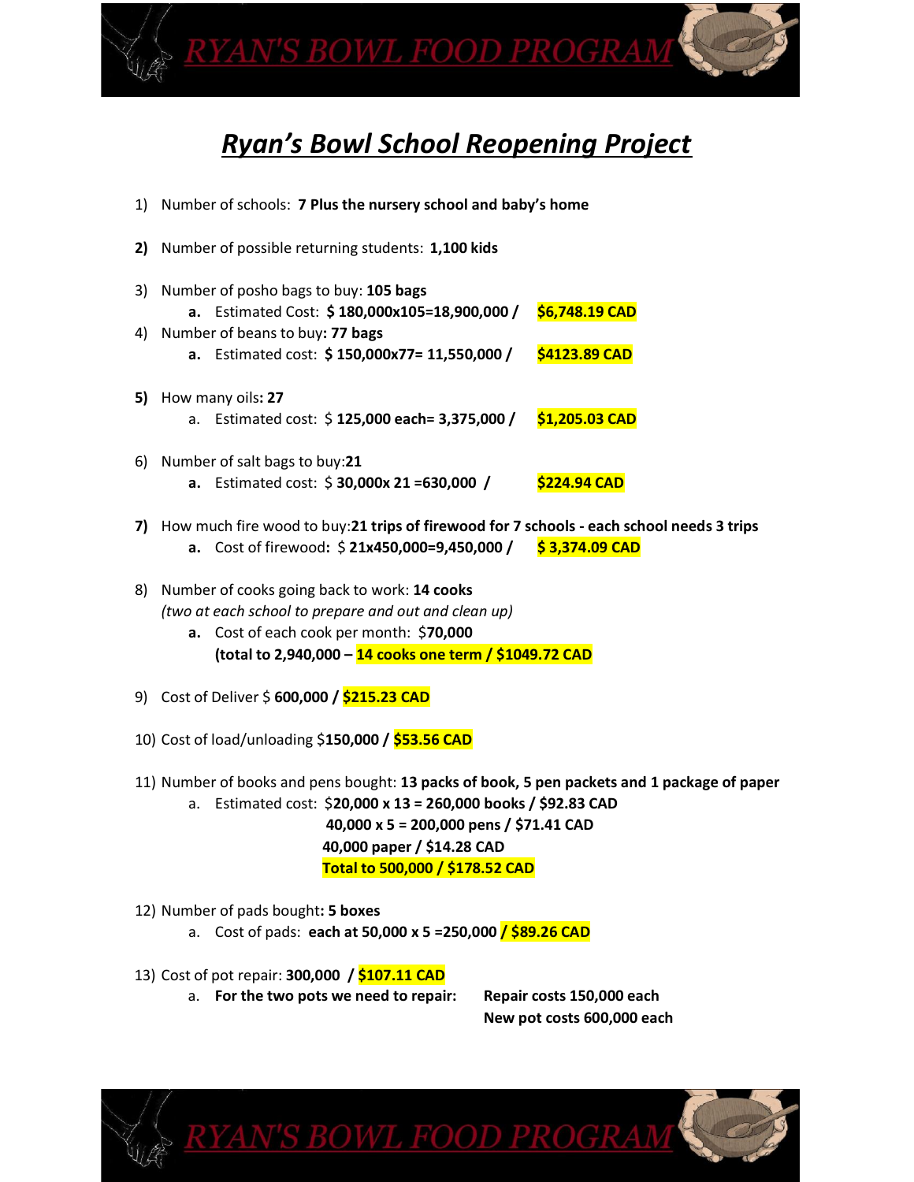# *Ryan's Bowl School Reopening Project*

1) Number of schools: **7 Plus the nursery school and baby's home**

2) Number of possible returning students: **1,100 kids**

3) Number of posho bags to buy: **105 bags**
   a. Estimated Cost: **$ 180,000x105=18,900,000 /** **$6,748.19 CAD**

4) Number of beans to buy**: 77 bags**
   a. Estimated cost: **$ 150,000x77= 11,550,000 /** **$4123.89 CAD**

5) How many oils**: 27**
   a. Estimated cost: $ **125,000 each= 3,375,000 /** **$1,205.03 CAD**

6) Number of salt bags to buy:**21**
   a. Estimated cost: $ **30,000x 21 =630,000 /** **$224.94 CAD**

7) How much fire wood to buy:**21 trips of firewood for 7 schools - each school needs 3 trips**
   a. Cost of firewood**:** $ **21x450,000=9,450,000 /** **$ 3,374.09 CAD**

8) Number of cooks going back to work: **14 cooks**
   *(two at each school to prepare and out and clean up)*
   a. Cost of each cook per month: $**70,000**
   **(total to 2,940,000 – 14 cooks one term / $1049.72 CAD**

9) Cost of Deliver $ **600,000 / $215.23 CAD**

10) Cost of load/unloading $**150,000 / $53.56 CAD**

11) Number of books and pens bought: **13 packs of book, 5 pen packets and 1 package of paper**
    a. Estimated cost: $**20,000 x 13 = 260,000 books / $92.83 CAD**
       **40,000 x 5 = 200,000 pens / $71.41 CAD**
       **40,000 paper / $14.28 CAD**
       **Total to 500,000 / $178.52 CAD**

12) Number of pads bought**: 5 boxes**
    a. Cost of pads: **each at 50,000 x 5 =250,000 / $89.26 CAD**

13) Cost of pot repair: **300,000 / $107.11 CAD**
    a. **For the two pots we need to repair:** **Repair costs 150,000 each**
       **New pot costs 600,000 each**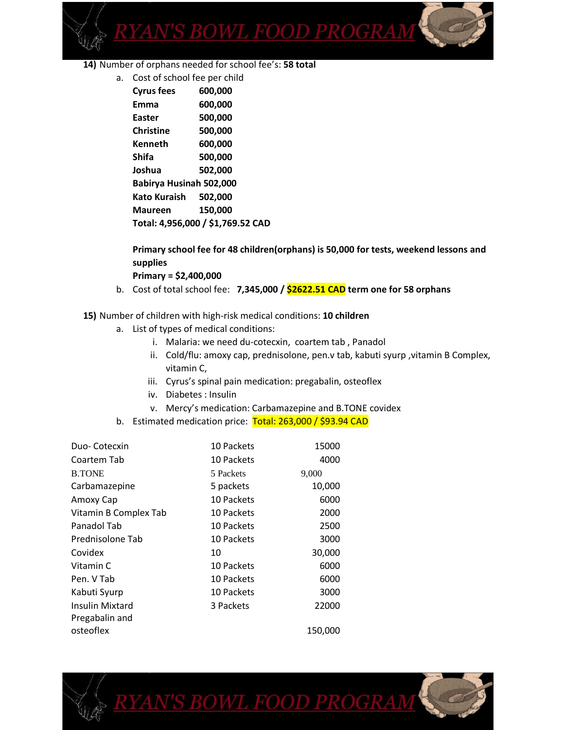**14)** Number of orphans needed for school fee's: **58 total**

a. Cost of school fee per child

| | |
|---|---|
| **Cyrus fees** | **600,000** |
| **Emma** | **600,000** |
| **Easter** | **500,000** |
| **Christine** | **500,000** |
| **Kenneth** | **600,000** |
| **Shifa** | **500,000** |
| **Joshua** | **502,000** |
| **Babirya Husinah** | **502,000** |
| **Kato Kuraish** | **502,000** |
| **Maureen** | **150,000** |

**Total: 4,956,000 / $1,769.52 CAD**

**Primary school fee for 48 children(orphans) is 50,000 for tests, weekend lessons and supplies**

**Primary = $2,400,000**

b. Cost of total school fee: **7,345,000 / $2622.51 CAD term one for 58 orphans**

**15)** Number of children with high-risk medical conditions: **10 children**

a. List of types of medical conditions:
   i. Malaria: we need du-cotecxin, coartem tab , Panadol
   ii. Cold/flu: amoxy cap, prednisolone, pen.v tab, kabuti syurp ,vitamin B Complex, vitamin C,
   iii. Cyrus's spinal pain medication: pregabalin, osteoflex
   iv. Diabetes : Insulin
   v. Mercy's medication: Carbamazepine and B.TONE covidex

b. Estimated medication price: Total: 263,000 / $93.94 CAD

| | | |
|---|---|---|
| Duo- Cotecxin | 10 Packets | 15000 |
| Coartem Tab | 10 Packets | 4000 |
| B.TONE | 5 Packets | 9,000 |
| Carbamazepine | 5 packets | 10,000 |
| Amoxy Cap | 10 Packets | 6000 |
| Vitamin B Complex Tab | 10 Packets | 2000 |
| Panadol Tab | 10 Packets | 2500 |
| Prednisolone Tab | 10 Packets | 3000 |
| Covidex | 10 | 30,000 |
| Vitamin C | 10 Packets | 6000 |
| Pen. V Tab | 10 Packets | 6000 |
| Kabuti Syurp | 10 Packets | 3000 |
| Insulin Mixtard | 3 Packets | 22000 |
| Pregabalin and osteoflex | | 150,000 |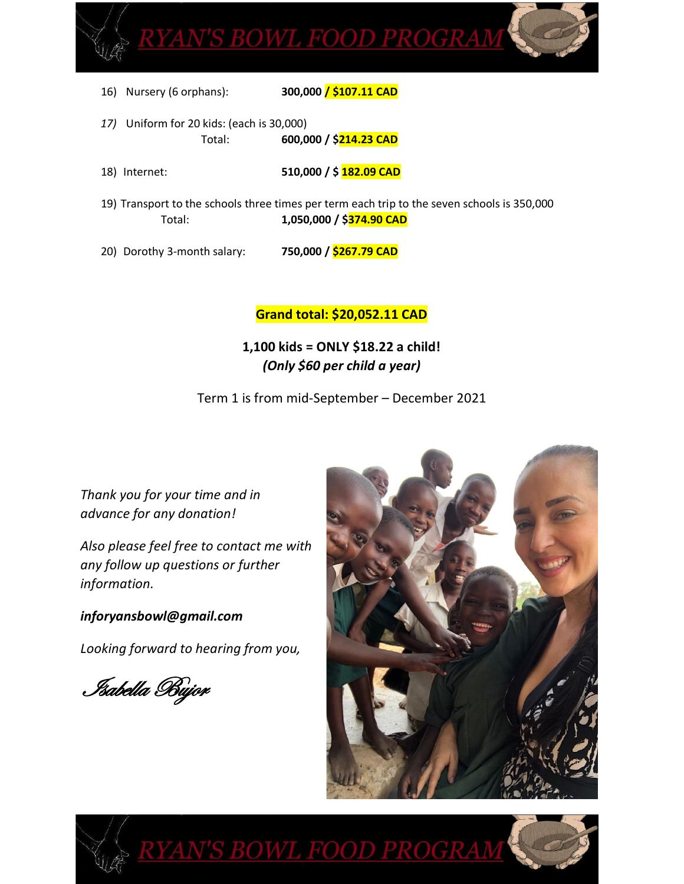16) Nursery (6 orphans): **300,000 / $107.11 CAD**

17) Uniform for 20 kids: (each is 30,000)
Total: **600,000 / $214.23 CAD**

18) Internet: **510,000 / $ 182.09 CAD**

19) Transport to the schools three times per term each trip to the seven schools is 350,000
Total: **1,050,000 / $374.90 CAD**

20) Dorothy 3-month salary: **750,000 / $267.79 CAD**

**Grand total: $20,052.11 CAD**

**1,100 kids = ONLY $18.22 a child!**
***(Only $60 per child a year)***

Term 1 is from mid-September – December 2021

*Thank you for your time and in advance for any donation!*

*Also please feel free to contact me with any follow up questions or further information.*

***inforyansbowl@gmail.com***

*Looking forward to hearing from you,*

*Isabella Bujor*